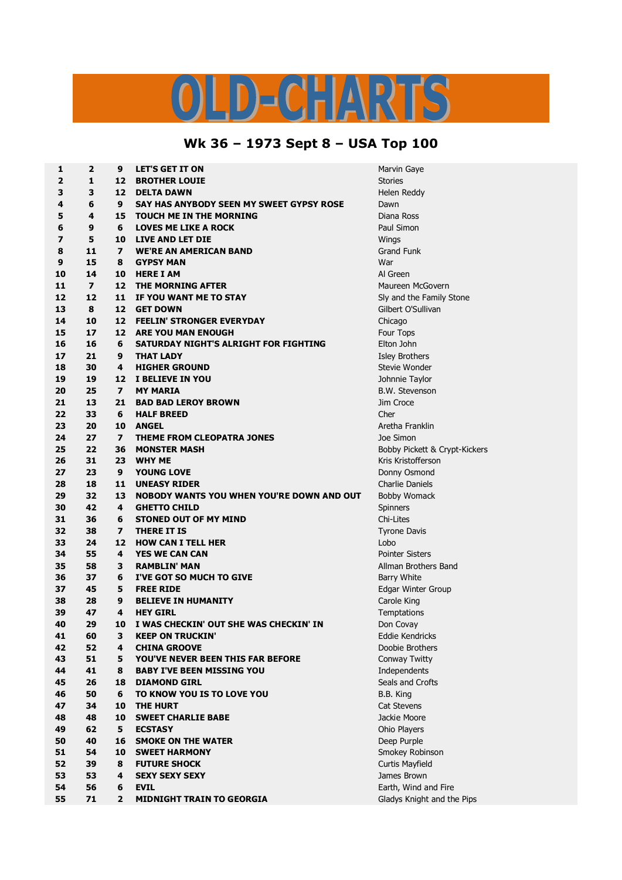# OLD-CHARTS

## Wk 36 – 1973 Sept 8 – USA Top 100

| | | | | |
|---|---|---|---|---|
| 1 | 2 | 9 | LET'S GET IT ON | Marvin Gaye |
| 2 | 1 | 12 | BROTHER LOUIE | Stories |
| 3 | 3 | 12 | DELTA DAWN | Helen Reddy |
| 4 | 6 | 9 | SAY HAS ANYBODY SEEN MY SWEET GYPSY ROSE | Dawn |
| 5 | 4 | 15 | TOUCH ME IN THE MORNING | Diana Ross |
| 6 | 9 | 6 | LOVES ME LIKE A ROCK | Paul Simon |
| 7 | 5 | 10 | LIVE AND LET DIE | Wings |
| 8 | 11 | 7 | WE'RE AN AMERICAN BAND | Grand Funk |
| 9 | 15 | 8 | GYPSY MAN | War |
| 10 | 14 | 10 | HERE I AM | Al Green |
| 11 | 7 | 12 | THE MORNING AFTER | Maureen McGovern |
| 12 | 12 | 11 | IF YOU WANT ME TO STAY | Sly and the Family Stone |
| 13 | 8 | 12 | GET DOWN | Gilbert O'Sullivan |
| 14 | 10 | 12 | FEELIN' STRONGER EVERYDAY | Chicago |
| 15 | 17 | 12 | ARE YOU MAN ENOUGH | Four Tops |
| 16 | 16 | 6 | SATURDAY NIGHT'S ALRIGHT FOR FIGHTING | Elton John |
| 17 | 21 | 9 | THAT LADY | Isley Brothers |
| 18 | 30 | 4 | HIGHER GROUND | Stevie Wonder |
| 19 | 19 | 12 | I BELIEVE IN YOU | Johnnie Taylor |
| 20 | 25 | 7 | MY MARIA | B.W. Stevenson |
| 21 | 13 | 21 | BAD BAD LEROY BROWN | Jim Croce |
| 22 | 33 | 6 | HALF BREED | Cher |
| 23 | 20 | 10 | ANGEL | Aretha Franklin |
| 24 | 27 | 7 | THEME FROM CLEOPATRA JONES | Joe Simon |
| 25 | 22 | 36 | MONSTER MASH | Bobby Pickett & Crypt-Kickers |
| 26 | 31 | 23 | WHY ME | Kris Kristofferson |
| 27 | 23 | 9 | YOUNG LOVE | Donny Osmond |
| 28 | 18 | 11 | UNEASY RIDER | Charlie Daniels |
| 29 | 32 | 13 | NOBODY WANTS YOU WHEN YOU'RE DOWN AND OUT | Bobby Womack |
| 30 | 42 | 4 | GHETTO CHILD | Spinners |
| 31 | 36 | 6 | STONED OUT OF MY MIND | Chi-Lites |
| 32 | 38 | 7 | THERE IT IS | Tyrone Davis |
| 33 | 24 | 12 | HOW CAN I TELL HER | Lobo |
| 34 | 55 | 4 | YES WE CAN CAN | Pointer Sisters |
| 35 | 58 | 3 | RAMBLIN' MAN | Allman Brothers Band |
| 36 | 37 | 6 | I'VE GOT SO MUCH TO GIVE | Barry White |
| 37 | 45 | 5 | FREE RIDE | Edgar Winter Group |
| 38 | 28 | 9 | BELIEVE IN HUMANITY | Carole King |
| 39 | 47 | 4 | HEY GIRL | Temptations |
| 40 | 29 | 10 | I WAS CHECKIN' OUT SHE WAS CHECKIN' IN | Don Covay |
| 41 | 60 | 3 | KEEP ON TRUCKIN' | Eddie Kendricks |
| 42 | 52 | 4 | CHINA GROOVE | Doobie Brothers |
| 43 | 51 | 5 | YOU'VE NEVER BEEN THIS FAR BEFORE | Conway Twitty |
| 44 | 41 | 8 | BABY I'VE BEEN MISSING YOU | Independents |
| 45 | 26 | 18 | DIAMOND GIRL | Seals and Crofts |
| 46 | 50 | 6 | TO KNOW YOU IS TO LOVE YOU | B.B. King |
| 47 | 34 | 10 | THE HURT | Cat Stevens |
| 48 | 48 | 10 | SWEET CHARLIE BABE | Jackie Moore |
| 49 | 62 | 5 | ECSTASY | Ohio Players |
| 50 | 40 | 16 | SMOKE ON THE WATER | Deep Purple |
| 51 | 54 | 10 | SWEET HARMONY | Smokey Robinson |
| 52 | 39 | 8 | FUTURE SHOCK | Curtis Mayfield |
| 53 | 53 | 4 | SEXY SEXY SEXY | James Brown |
| 54 | 56 | 6 | EVIL | Earth, Wind and Fire |
| 55 | 71 | 2 | MIDNIGHT TRAIN TO GEORGIA | Gladys Knight and the Pips |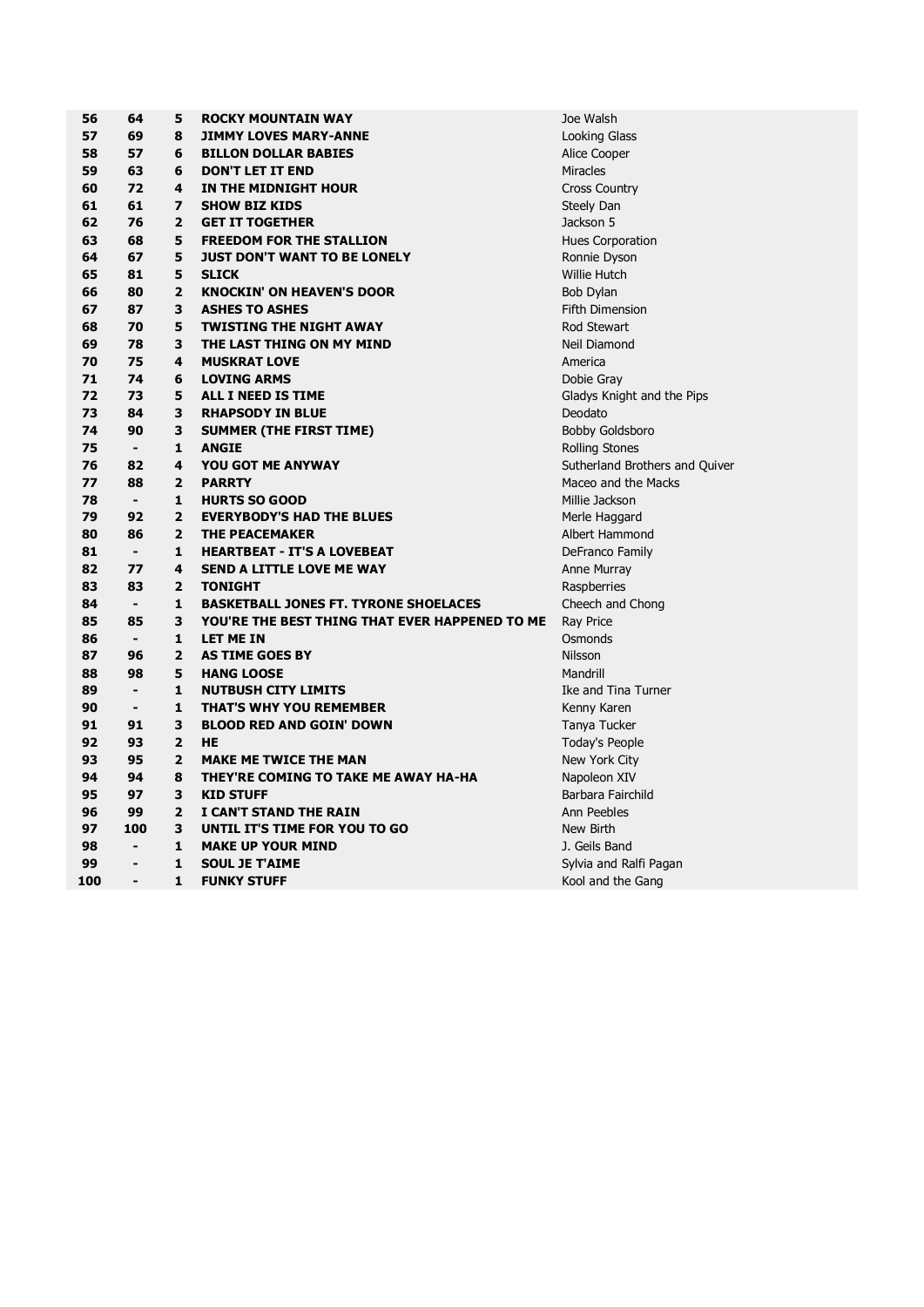| | | | | |
|---|---|---|---|---|
| 56 | 64 | 5 | **ROCKY MOUNTAIN WAY** | Joe Walsh |
| 57 | 69 | 8 | **JIMMY LOVES MARY-ANNE** | Looking Glass |
| 58 | 57 | 6 | **BILLON DOLLAR BABIES** | Alice Cooper |
| 59 | 63 | 6 | **DON'T LET IT END** | Miracles |
| 60 | 72 | 4 | **IN THE MIDNIGHT HOUR** | Cross Country |
| 61 | 61 | 7 | **SHOW BIZ KIDS** | Steely Dan |
| 62 | 76 | 2 | **GET IT TOGETHER** | Jackson 5 |
| 63 | 68 | 5 | **FREEDOM FOR THE STALLION** | Hues Corporation |
| 64 | 67 | 5 | **JUST DON'T WANT TO BE LONELY** | Ronnie Dyson |
| 65 | 81 | 5 | **SLICK** | Willie Hutch |
| 66 | 80 | 2 | **KNOCKIN' ON HEAVEN'S DOOR** | Bob Dylan |
| 67 | 87 | 3 | **ASHES TO ASHES** | Fifth Dimension |
| 68 | 70 | 5 | **TWISTING THE NIGHT AWAY** | Rod Stewart |
| 69 | 78 | 3 | **THE LAST THING ON MY MIND** | Neil Diamond |
| 70 | 75 | 4 | **MUSKRAT LOVE** | America |
| 71 | 74 | 6 | **LOVING ARMS** | Dobie Gray |
| 72 | 73 | 5 | **ALL I NEED IS TIME** | Gladys Knight and the Pips |
| 73 | 84 | 3 | **RHAPSODY IN BLUE** | Deodato |
| 74 | 90 | 3 | **SUMMER (THE FIRST TIME)** | Bobby Goldsboro |
| 75 | - | 1 | **ANGIE** | Rolling Stones |
| 76 | 82 | 4 | **YOU GOT ME ANYWAY** | Sutherland Brothers and Quiver |
| 77 | 88 | 2 | **PARRTY** | Maceo and the Macks |
| 78 | - | 1 | **HURTS SO GOOD** | Millie Jackson |
| 79 | 92 | 2 | **EVERYBODY'S HAD THE BLUES** | Merle Haggard |
| 80 | 86 | 2 | **THE PEACEMAKER** | Albert Hammond |
| 81 | - | 1 | **HEARTBEAT - IT'S A LOVEBEAT** | DeFranco Family |
| 82 | 77 | 4 | **SEND A LITTLE LOVE ME WAY** | Anne Murray |
| 83 | 83 | 2 | **TONIGHT** | Raspberries |
| 84 | - | 1 | **BASKETBALL JONES FT. TYRONE SHOELACES** | Cheech and Chong |
| 85 | 85 | 3 | **YOU'RE THE BEST THING THAT EVER HAPPENED TO ME** | Ray Price |
| 86 | - | 1 | **LET ME IN** | Osmonds |
| 87 | 96 | 2 | **AS TIME GOES BY** | Nilsson |
| 88 | 98 | 5 | **HANG LOOSE** | Mandrill |
| 89 | - | 1 | **NUTBUSH CITY LIMITS** | Ike and Tina Turner |
| 90 | - | 1 | **THAT'S WHY YOU REMEMBER** | Kenny Karen |
| 91 | 91 | 3 | **BLOOD RED AND GOIN' DOWN** | Tanya Tucker |
| 92 | 93 | 2 | **HE** | Today's People |
| 93 | 95 | 2 | **MAKE ME TWICE THE MAN** | New York City |
| 94 | 94 | 8 | **THEY'RE COMING TO TAKE ME AWAY HA-HA** | Napoleon XIV |
| 95 | 97 | 3 | **KID STUFF** | Barbara Fairchild |
| 96 | 99 | 2 | **I CAN'T STAND THE RAIN** | Ann Peebles |
| 97 | 100 | 3 | **UNTIL IT'S TIME FOR YOU TO GO** | New Birth |
| 98 | - | 1 | **MAKE UP YOUR MIND** | J. Geils Band |
| 99 | - | 1 | **SOUL JE T'AIME** | Sylvia and Ralfi Pagan |
| 100 | - | 1 | **FUNKY STUFF** | Kool and the Gang |